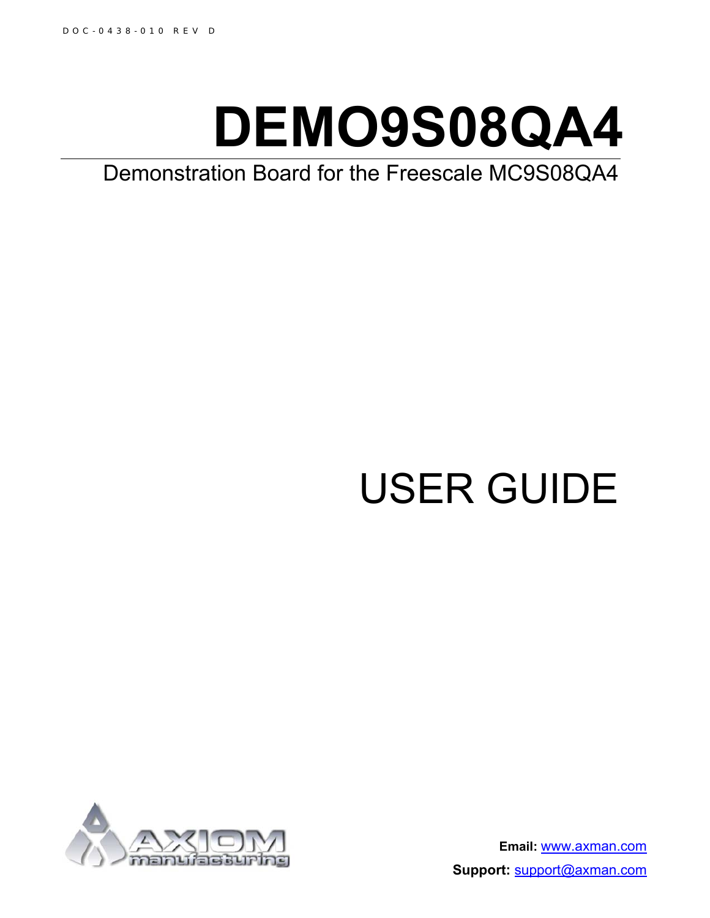DOC-0438-010 REV D

# DEMO9S08QA4

Demonstration Board for the Freescale MC9S08QA4

# USER GUIDE

**Email:** www.axman.com

**Support:** support@axman.com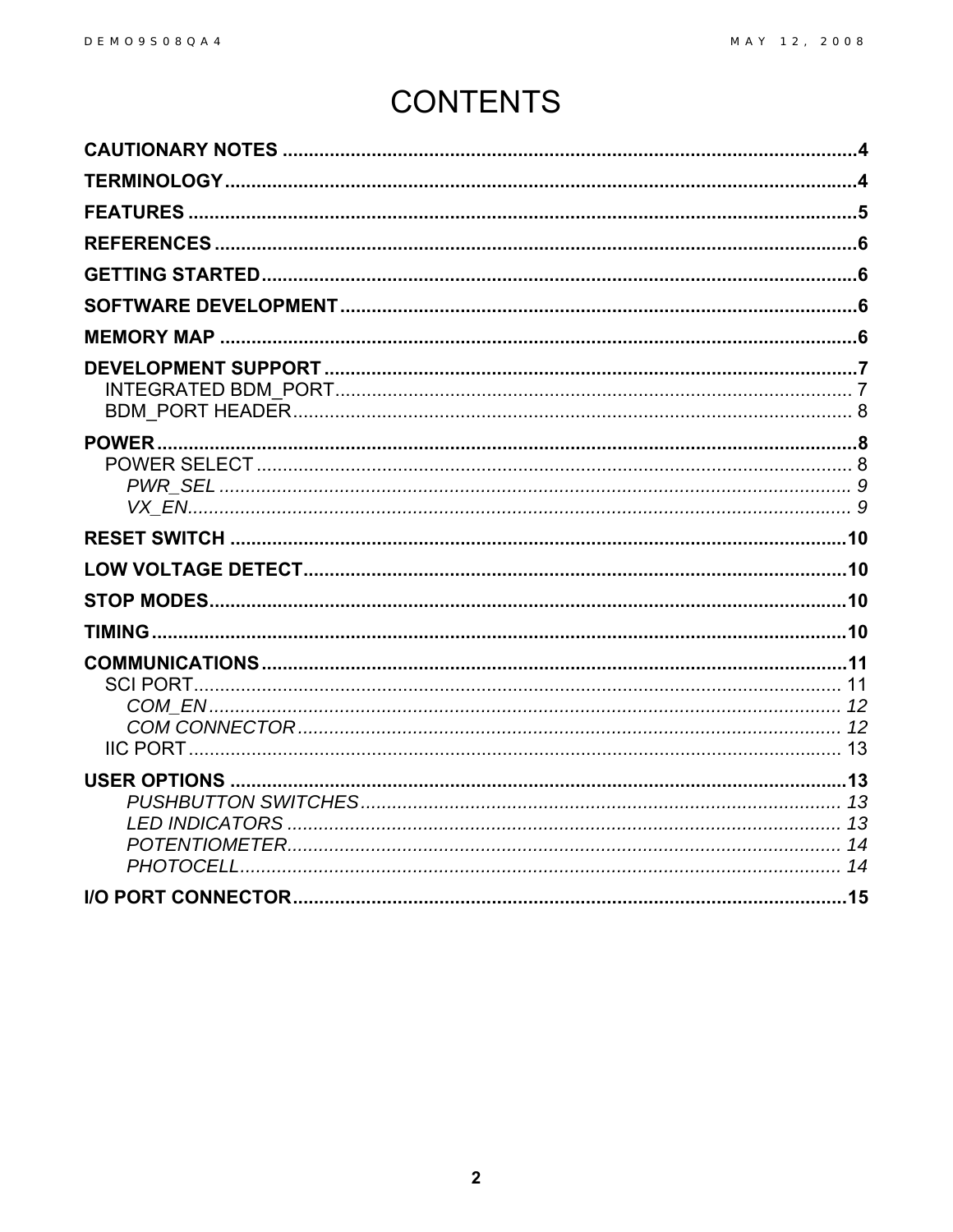# CONTENTS

**CAUTIONARY NOTES** ........................................................................................................ **4**

**TERMINOLOGY** ........................................................................................................ **4**

**FEATURES** ........................................................................................................ **5**

**REFERENCES** ........................................................................................................ **6**

**GETTING STARTED** ........................................................................................................ **6**

**SOFTWARE DEVELOPMENT** ........................................................................................................ **6**

**MEMORY MAP** ........................................................................................................ **6**

**DEVELOPMENT SUPPORT** ........................................................................................................ **7**

- INTEGRATED BDM_PORT ........................................................................................................ 7
- BDM_PORT HEADER ........................................................................................................ 8

**POWER** ........................................................................................................ **8**

- POWER SELECT ........................................................................................................ 8
  - *PWR_SEL* ........................................................................................................ *9*
  - *VX_EN* ........................................................................................................ *9*

**RESET SWITCH** ........................................................................................................ **10**

**LOW VOLTAGE DETECT** ........................................................................................................ **10**

**STOP MODES** ........................................................................................................ **10**

**TIMING** ........................................................................................................ **10**

**COMMUNICATIONS** ........................................................................................................ **11**

- SCI PORT ........................................................................................................ 11
  - *COM_EN* ........................................................................................................ *12*
  - *COM CONNECTOR* ........................................................................................................ *12*
- IIC PORT ........................................................................................................ 13

**USER OPTIONS** ........................................................................................................ **13**

- *PUSHBUTTON SWITCHES* ........................................................................................................ *13*
- *LED INDICATORS* ........................................................................................................ *13*
- *POTENTIOMETER* ........................................................................................................ *14*
- *PHOTOCELL* ........................................................................................................ *14*

**I/O PORT CONNECTOR** ........................................................................................................ **15**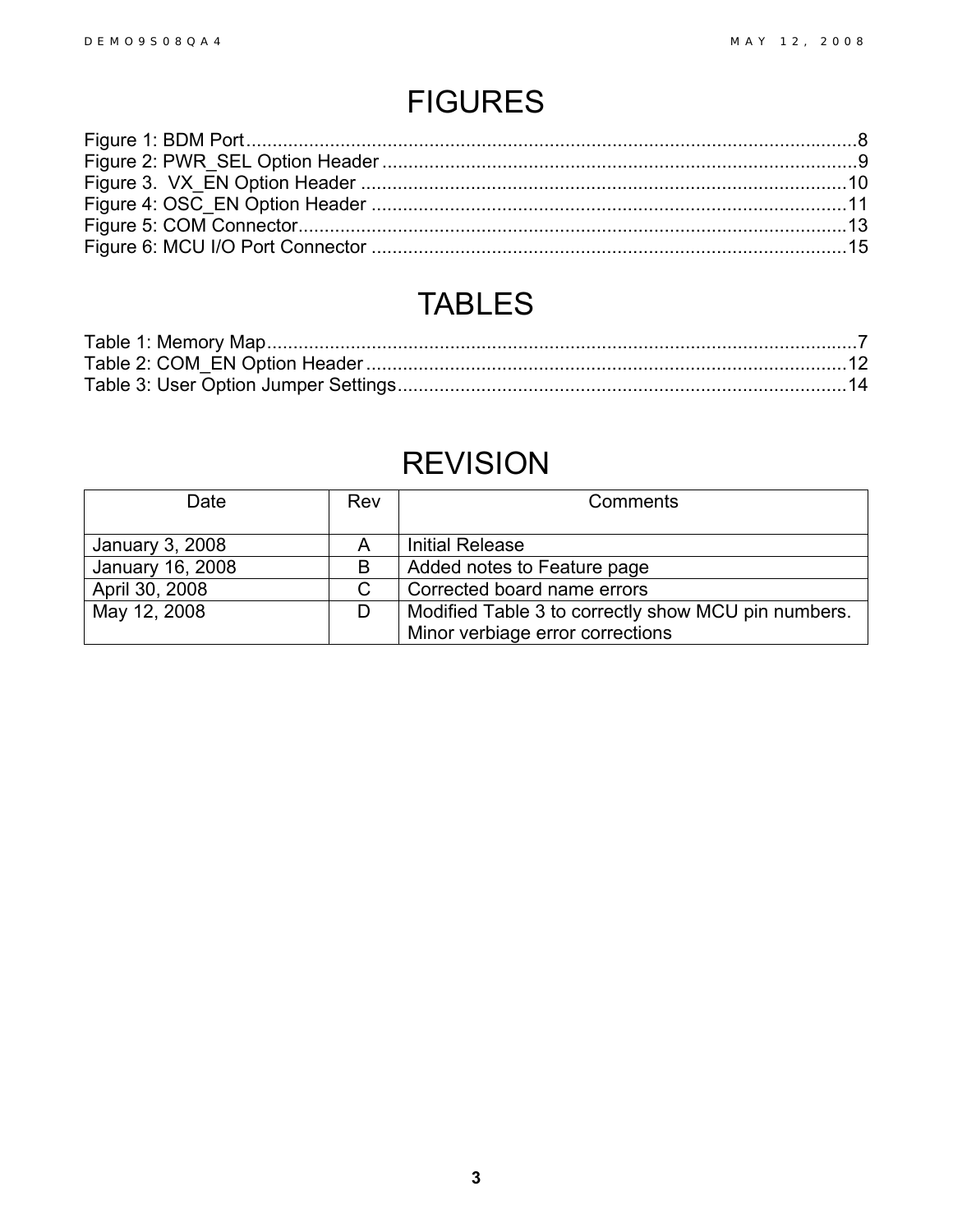# FIGURES

Figure 1: BDM Port........................................................................................................8
Figure 2: PWR_SEL Option Header..............................................................................9
Figure 3. VX_EN Option Header .................................................................................10
Figure 4: OSC_EN Option Header ...............................................................................11
Figure 5: COM Connector.............................................................................................13
Figure 6: MCU I/O Port Connector ...............................................................................15

# TABLES

Table 1: Memory Map.....................................................................................................7
Table 2: COM_EN Option Header.................................................................................12
Table 3: User Option Jumper Settings...........................................................................14

# REVISION

| Date | Rev | Comments |
|---|---|---|
| January 3, 2008 | A | Initial Release |
| January 16, 2008 | B | Added notes to Feature page |
| April 30, 2008 | C | Corrected board name errors |
| May 12, 2008 | D | Modified Table 3 to correctly show MCU pin numbers.<br>Minor verbiage error corrections |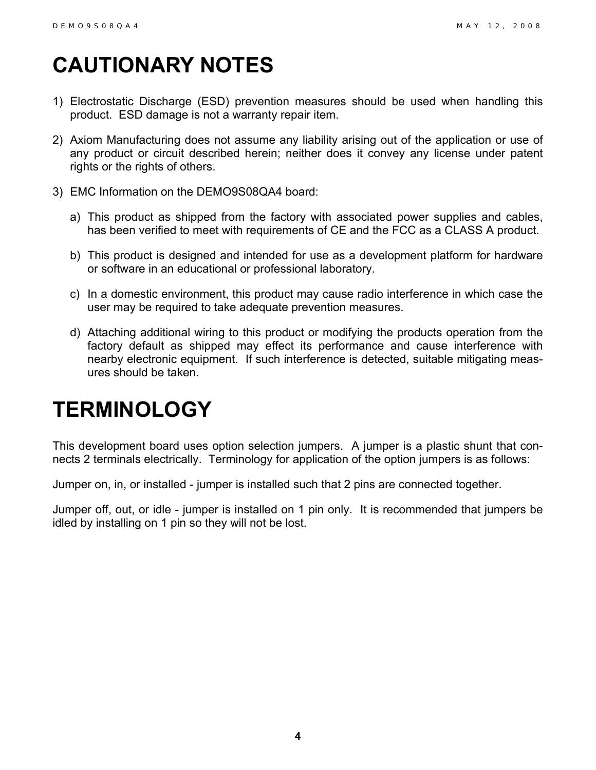# CAUTIONARY NOTES

1) Electrostatic Discharge (ESD) prevention measures should be used when handling this product. ESD damage is not a warranty repair item.

2) Axiom Manufacturing does not assume any liability arising out of the application or use of any product or circuit described herein; neither does it convey any license under patent rights or the rights of others.

3) EMC Information on the DEMO9S08QA4 board:

   a) This product as shipped from the factory with associated power supplies and cables, has been verified to meet with requirements of CE and the FCC as a CLASS A product.

   b) This product is designed and intended for use as a development platform for hardware or software in an educational or professional laboratory.

   c) In a domestic environment, this product may cause radio interference in which case the user may be required to take adequate prevention measures.

   d) Attaching additional wiring to this product or modifying the products operation from the factory default as shipped may effect its performance and cause interference with nearby electronic equipment. If such interference is detected, suitable mitigating measures should be taken.

# TERMINOLOGY

This development board uses option selection jumpers. A jumper is a plastic shunt that connects 2 terminals electrically. Terminology for application of the option jumpers is as follows:

Jumper on, in, or installed - jumper is installed such that 2 pins are connected together.

Jumper off, out, or idle - jumper is installed on 1 pin only. It is recommended that jumpers be idled by installing on 1 pin so they will not be lost.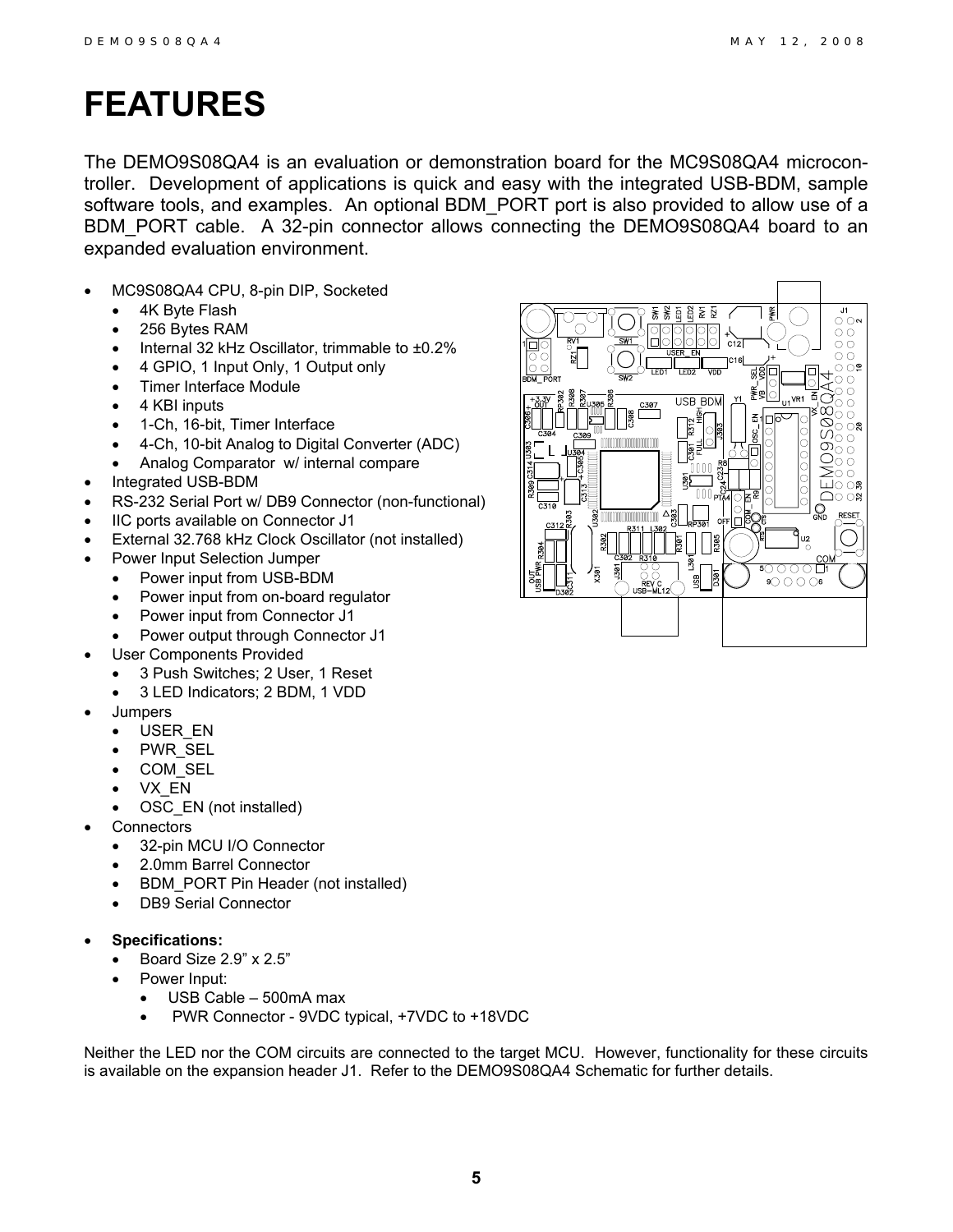# FEATURES

The DEMO9S08QA4 is an evaluation or demonstration board for the MC9S08QA4 microcontroller. Development of applications is quick and easy with the integrated USB-BDM, sample software tools, and examples. An optional BDM_PORT port is also provided to allow use of a BDM_PORT cable. A 32-pin connector allows connecting the DEMO9S08QA4 board to an expanded evaluation environment.

- MC9S08QA4 CPU, 8-pin DIP, Socketed
  - 4K Byte Flash
  - 256 Bytes RAM
  - Internal 32 kHz Oscillator, trimmable to ±0.2%
  - 4 GPIO, 1 Input Only, 1 Output only
  - Timer Interface Module
  - 4 KBI inputs
  - 1-Ch, 16-bit, Timer Interface
  - 4-Ch, 10-bit Analog to Digital Converter (ADC)
  - Analog Comparator w/ internal compare
- Integrated USB-BDM
- RS-232 Serial Port w/ DB9 Connector (non-functional)
- IIC ports available on Connector J1
- External 32.768 kHz Clock Oscillator (not installed)
- Power Input Selection Jumper
  - Power input from USB-BDM
  - Power input from on-board regulator
  - Power input from Connector J1
  - Power output through Connector J1
- User Components Provided
  - 3 Push Switches; 2 User, 1 Reset
  - 3 LED Indicators; 2 BDM, 1 VDD
- Jumpers
  - USER_EN
  - PWR_SEL
  - COM_SEL
  - VX_EN
  - OSC_EN (not installed)
- Connectors
  - 32-pin MCU I/O Connector
  - 2.0mm Barrel Connector
  - BDM_PORT Pin Header (not installed)
  - DB9 Serial Connector
- **Specifications:**
  - Board Size 2.9" x 2.5"
  - Power Input:
    - USB Cable – 500mA max
    - PWR Connector - 9VDC typical, +7VDC to +18VDC

Neither the LED nor the COM circuits are connected to the target MCU. However, functionality for these circuits is available on the expansion header J1. Refer to the DEMO9S08QA4 Schematic for further details.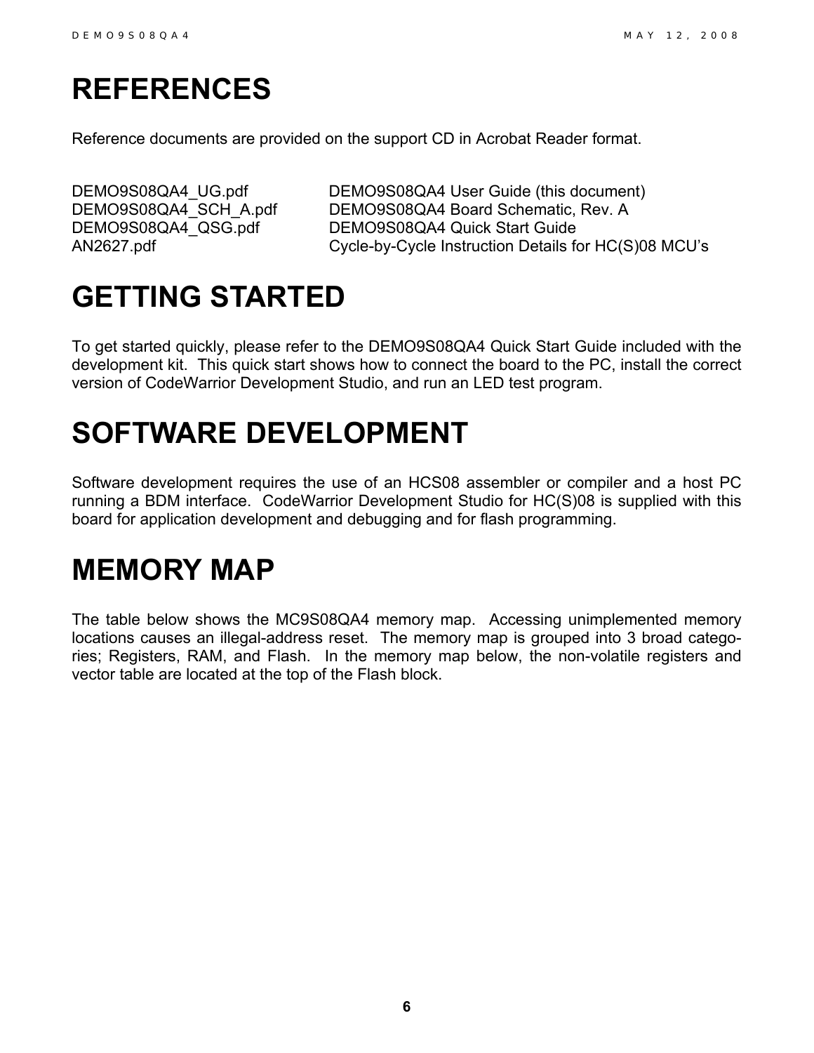# REFERENCES

Reference documents are provided on the support CD in Acrobat Reader format.

| | |
|---|---|
| DEMO9S08QA4_UG.pdf | DEMO9S08QA4 User Guide (this document) |
| DEMO9S08QA4_SCH_A.pdf | DEMO9S08QA4 Board Schematic, Rev. A |
| DEMO9S08QA4_QSG.pdf | DEMO9S08QA4 Quick Start Guide |
| AN2627.pdf | Cycle-by-Cycle Instruction Details for HC(S)08 MCU's |

# GETTING STARTED

To get started quickly, please refer to the DEMO9S08QA4 Quick Start Guide included with the development kit. This quick start shows how to connect the board to the PC, install the correct version of CodeWarrior Development Studio, and run an LED test program.

# SOFTWARE DEVELOPMENT

Software development requires the use of an HCS08 assembler or compiler and a host PC running a BDM interface. CodeWarrior Development Studio for HC(S)08 is supplied with this board for application development and debugging and for flash programming.

# MEMORY MAP

The table below shows the MC9S08QA4 memory map. Accessing unimplemented memory locations causes an illegal-address reset. The memory map is grouped into 3 broad categories; Registers, RAM, and Flash. In the memory map below, the non-volatile registers and vector table are located at the top of the Flash block.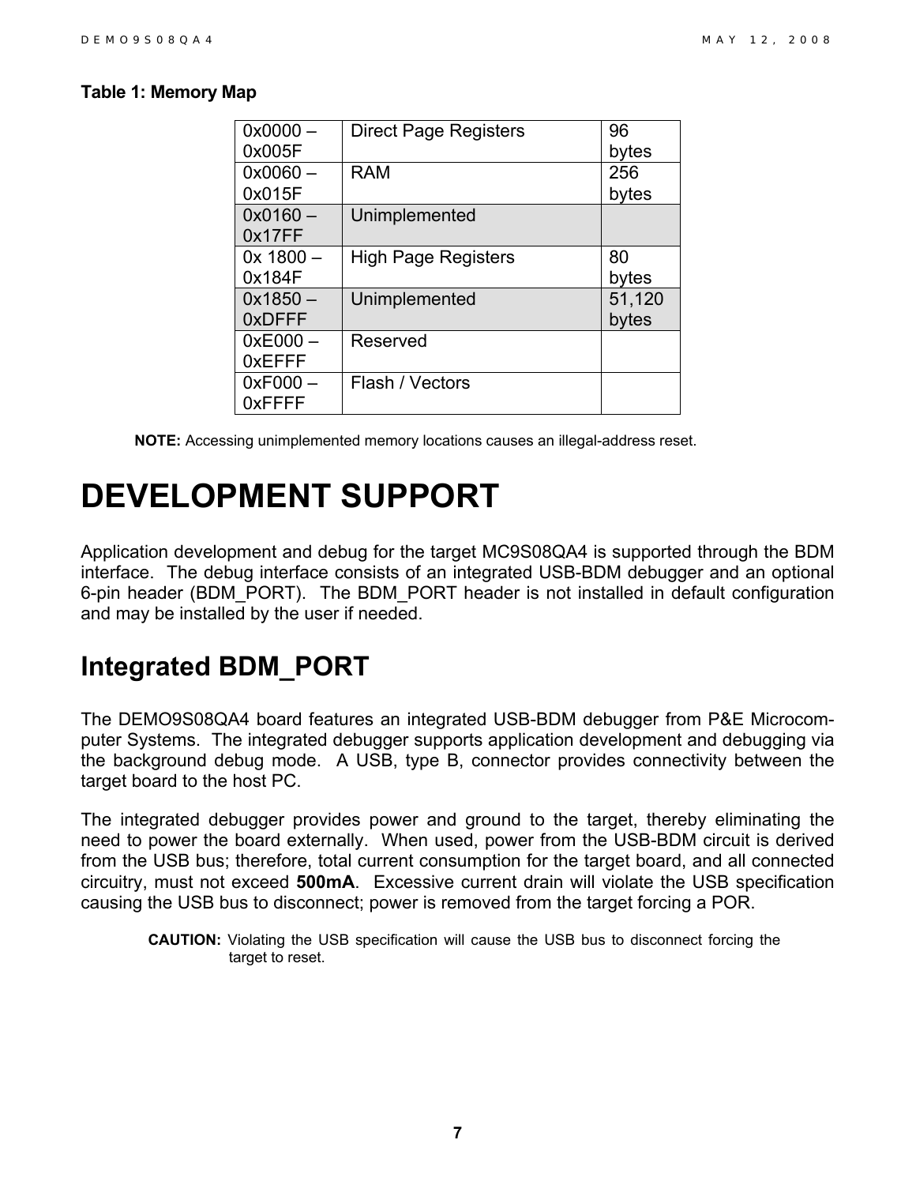**Table 1: Memory Map**

| | | |
|---|---|---|
| 0x0000 – 0x005F | Direct Page Registers | 96 bytes |
| 0x0060 – 0x015F | RAM | 256 bytes |
| 0x0160 – 0x17FF | Unimplemented | |
| 0x 1800 – 0x184F | High Page Registers | 80 bytes |
| 0x1850 – 0xDFFF | Unimplemented | 51,120 bytes |
| 0xE000 – 0xEFFF | Reserved | |
| 0xF000 – 0xFFFF | Flash / Vectors | |

**NOTE:** Accessing unimplemented memory locations causes an illegal-address reset.

# DEVELOPMENT SUPPORT

Application development and debug for the target MC9S08QA4 is supported through the BDM interface. The debug interface consists of an integrated USB-BDM debugger and an optional 6-pin header (BDM_PORT). The BDM_PORT header is not installed in default configuration and may be installed by the user if needed.

## Integrated BDM_PORT

The DEMO9S08QA4 board features an integrated USB-BDM debugger from P&E Microcomputer Systems. The integrated debugger supports application development and debugging via the background debug mode. A USB, type B, connector provides connectivity between the target board to the host PC.

The integrated debugger provides power and ground to the target, thereby eliminating the need to power the board externally. When used, power from the USB-BDM circuit is derived from the USB bus; therefore, total current consumption for the target board, and all connected circuitry, must not exceed **500mA**. Excessive current drain will violate the USB specification causing the USB bus to disconnect; power is removed from the target forcing a POR.

**CAUTION:** Violating the USB specification will cause the USB bus to disconnect forcing the target to reset.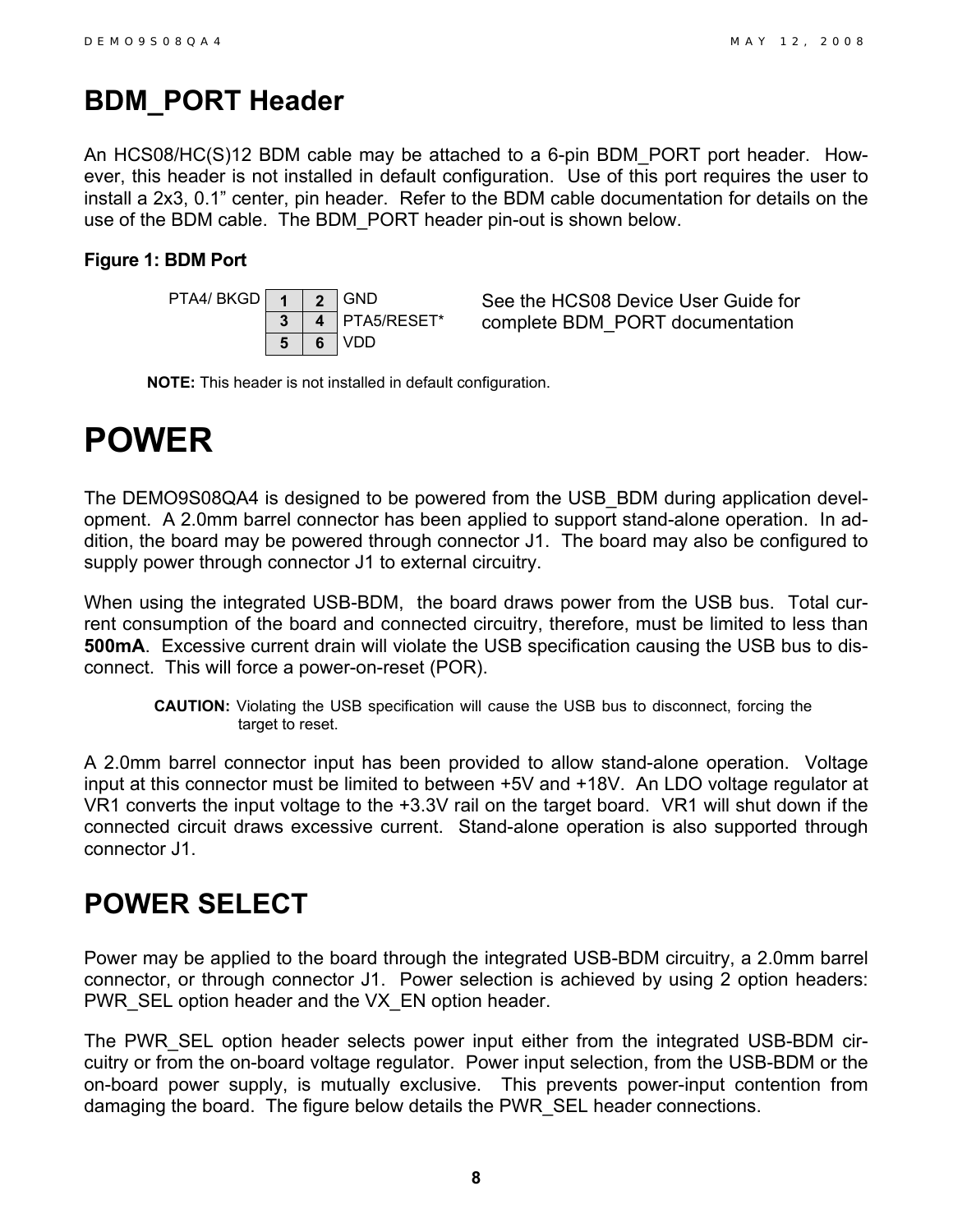## BDM_PORT Header

An HCS08/HC(S)12 BDM cable may be attached to a 6-pin BDM_PORT port header. However, this header is not installed in default configuration. Use of this port requires the user to install a 2x3, 0.1" center, pin header. Refer to the BDM cable documentation for details on the use of the BDM cable. The BDM_PORT header pin-out is shown below.

**Figure 1: BDM Port**

| | | | |
|---|---|---|---|
| PTA4/ BKGD | 1 | 2 | GND |
| | 3 | 4 | PTA5/RESET* |
| | 5 | 6 | VDD |

See the HCS08 Device User Guide for complete BDM_PORT documentation

**NOTE:** This header is not installed in default configuration.

# POWER

The DEMO9S08QA4 is designed to be powered from the USB_BDM during application development. A 2.0mm barrel connector has been applied to support stand-alone operation. In addition, the board may be powered through connector J1. The board may also be configured to supply power through connector J1 to external circuitry.

When using the integrated USB-BDM, the board draws power from the USB bus. Total current consumption of the board and connected circuitry, therefore, must be limited to less than **500mA**. Excessive current drain will violate the USB specification causing the USB bus to disconnect. This will force a power-on-reset (POR).

**CAUTION:** Violating the USB specification will cause the USB bus to disconnect, forcing the target to reset.

A 2.0mm barrel connector input has been provided to allow stand-alone operation. Voltage input at this connector must be limited to between +5V and +18V. An LDO voltage regulator at VR1 converts the input voltage to the +3.3V rail on the target board. VR1 will shut down if the connected circuit draws excessive current. Stand-alone operation is also supported through connector J1.

## POWER SELECT

Power may be applied to the board through the integrated USB-BDM circuitry, a 2.0mm barrel connector, or through connector J1. Power selection is achieved by using 2 option headers: PWR_SEL option header and the VX_EN option header.

The PWR_SEL option header selects power input either from the integrated USB-BDM circuitry or from the on-board voltage regulator. Power input selection, from the USB-BDM or the on-board power supply, is mutually exclusive. This prevents power-input contention from damaging the board. The figure below details the PWR_SEL header connections.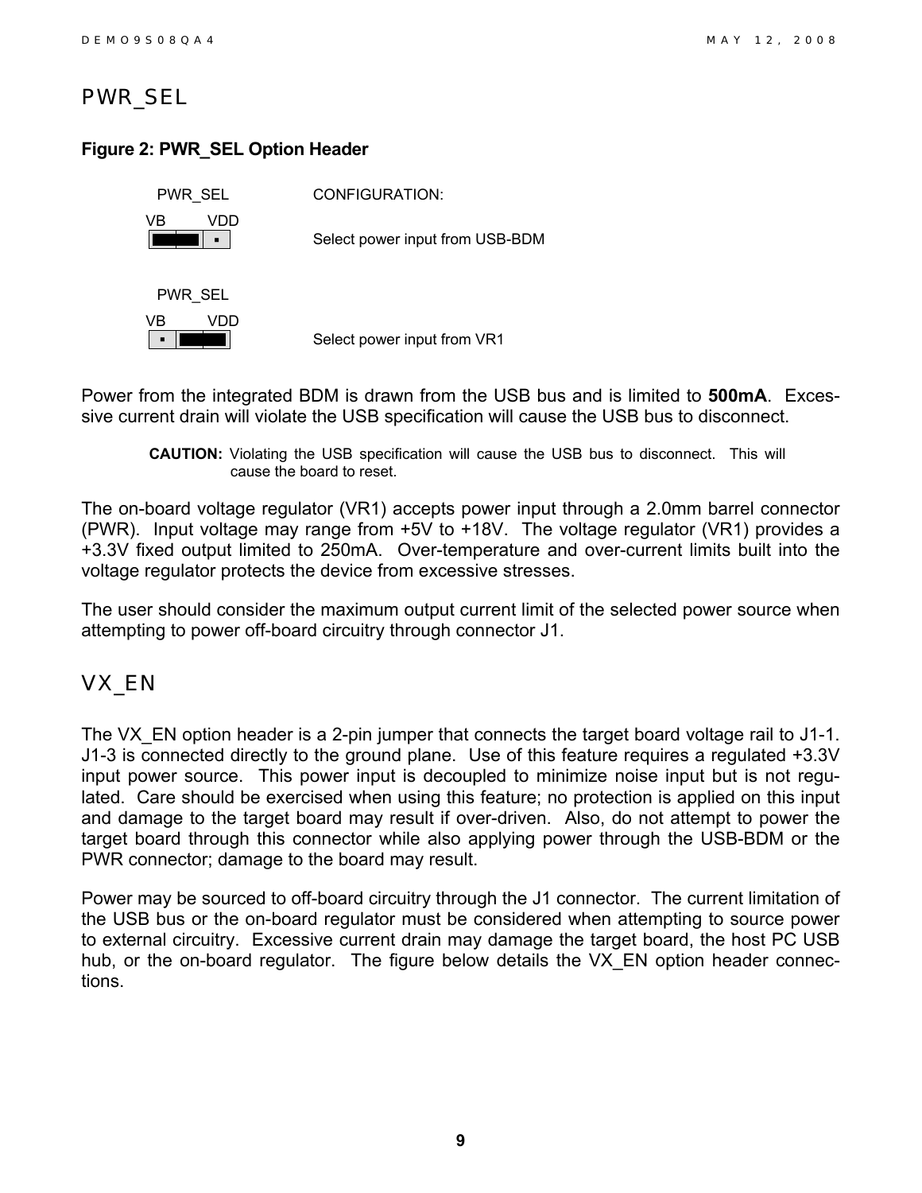## PWR_SEL

**Figure 2: PWR_SEL Option Header**

| PWR_SEL | CONFIGURATION: |
|---|---|
| VB VDD (jumper on VB side) | Select power input from USB-BDM |
| VB VDD (jumper on VDD side) | Select power input from VR1 |

Power from the integrated BDM is drawn from the USB bus and is limited to **500mA**. Excessive current drain will violate the USB specification will cause the USB bus to disconnect.

> **CAUTION:** Violating the USB specification will cause the USB bus to disconnect. This will cause the board to reset.

The on-board voltage regulator (VR1) accepts power input through a 2.0mm barrel connector (PWR). Input voltage may range from +5V to +18V. The voltage regulator (VR1) provides a +3.3V fixed output limited to 250mA. Over-temperature and over-current limits built into the voltage regulator protects the device from excessive stresses.

The user should consider the maximum output current limit of the selected power source when attempting to power off-board circuitry through connector J1.

## VX_EN

The VX_EN option header is a 2-pin jumper that connects the target board voltage rail to J1-1. J1-3 is connected directly to the ground plane. Use of this feature requires a regulated +3.3V input power source. This power input is decoupled to minimize noise input but is not regulated. Care should be exercised when using this feature; no protection is applied on this input and damage to the target board may result if over-driven. Also, do not attempt to power the target board through this connector while also applying power through the USB-BDM or the PWR connector; damage to the board may result.

Power may be sourced to off-board circuitry through the J1 connector. The current limitation of the USB bus or the on-board regulator must be considered when attempting to source power to external circuitry. Excessive current drain may damage the target board, the host PC USB hub, or the on-board regulator. The figure below details the VX_EN option header connections.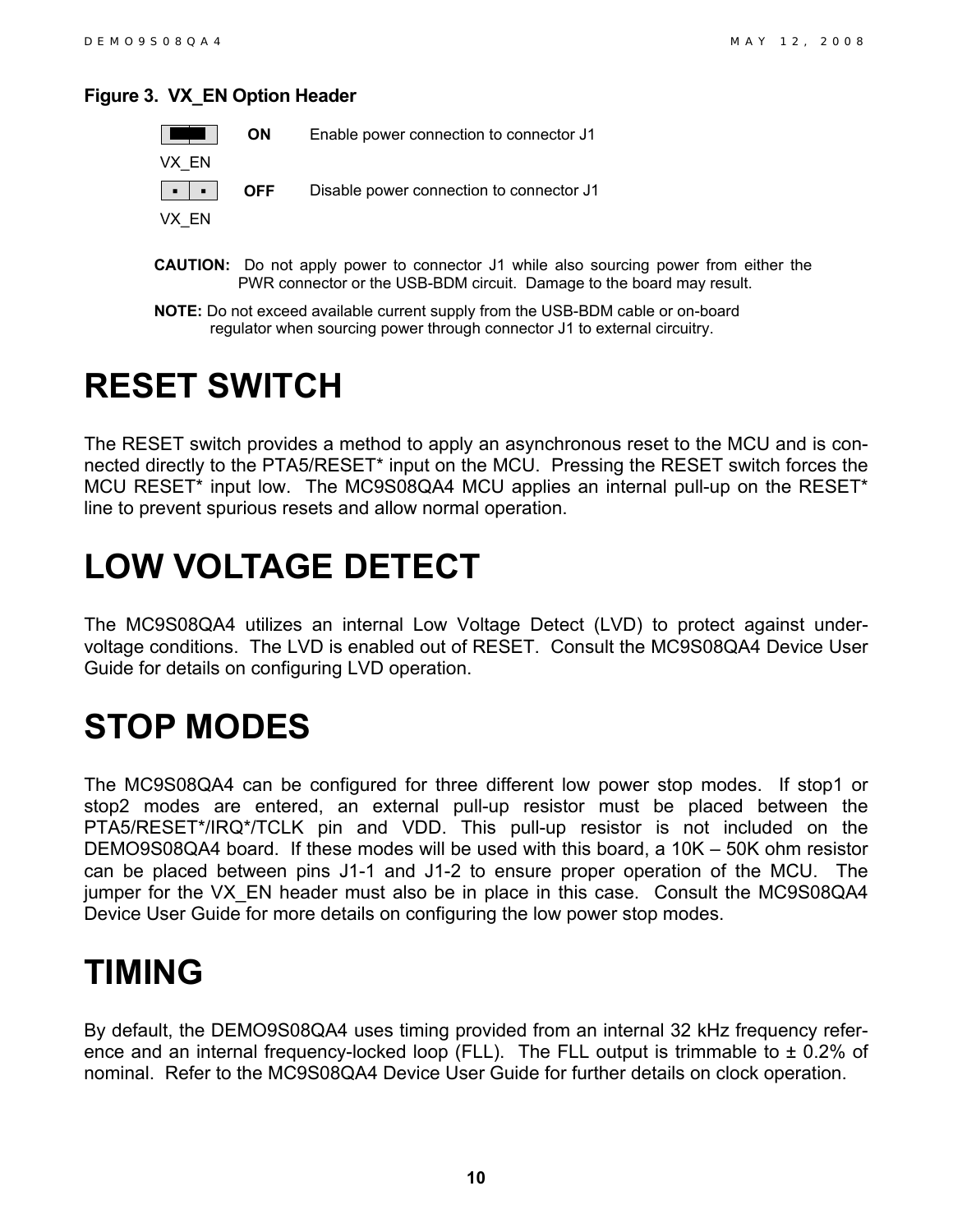**Figure 3. VX_EN Option Header**

| Jumper | Setting | Description |
|---|---|---|
| VX_EN | **ON** | Enable power connection to connector J1 |
| VX_EN | **OFF** | Disable power connection to connector J1 |

**CAUTION:** Do not apply power to connector J1 while also sourcing power from either the PWR connector or the USB-BDM circuit. Damage to the board may result.

**NOTE:** Do not exceed available current supply from the USB-BDM cable or on-board regulator when sourcing power through connector J1 to external circuitry.

# RESET SWITCH

The RESET switch provides a method to apply an asynchronous reset to the MCU and is connected directly to the PTA5/RESET* input on the MCU. Pressing the RESET switch forces the MCU RESET* input low. The MC9S08QA4 MCU applies an internal pull-up on the RESET* line to prevent spurious resets and allow normal operation.

# LOW VOLTAGE DETECT

The MC9S08QA4 utilizes an internal Low Voltage Detect (LVD) to protect against under-voltage conditions. The LVD is enabled out of RESET. Consult the MC9S08QA4 Device User Guide for details on configuring LVD operation.

# STOP MODES

The MC9S08QA4 can be configured for three different low power stop modes. If stop1 or stop2 modes are entered, an external pull-up resistor must be placed between the PTA5/RESET*/IRQ*/TCLK pin and VDD. This pull-up resistor is not included on the DEMO9S08QA4 board. If these modes will be used with this board, a 10K – 50K ohm resistor can be placed between pins J1-1 and J1-2 to ensure proper operation of the MCU. The jumper for the VX_EN header must also be in place in this case. Consult the MC9S08QA4 Device User Guide for more details on configuring the low power stop modes.

# TIMING

By default, the DEMO9S08QA4 uses timing provided from an internal 32 kHz frequency reference and an internal frequency-locked loop (FLL). The FLL output is trimmable to ± 0.2% of nominal. Refer to the MC9S08QA4 Device User Guide for further details on clock operation.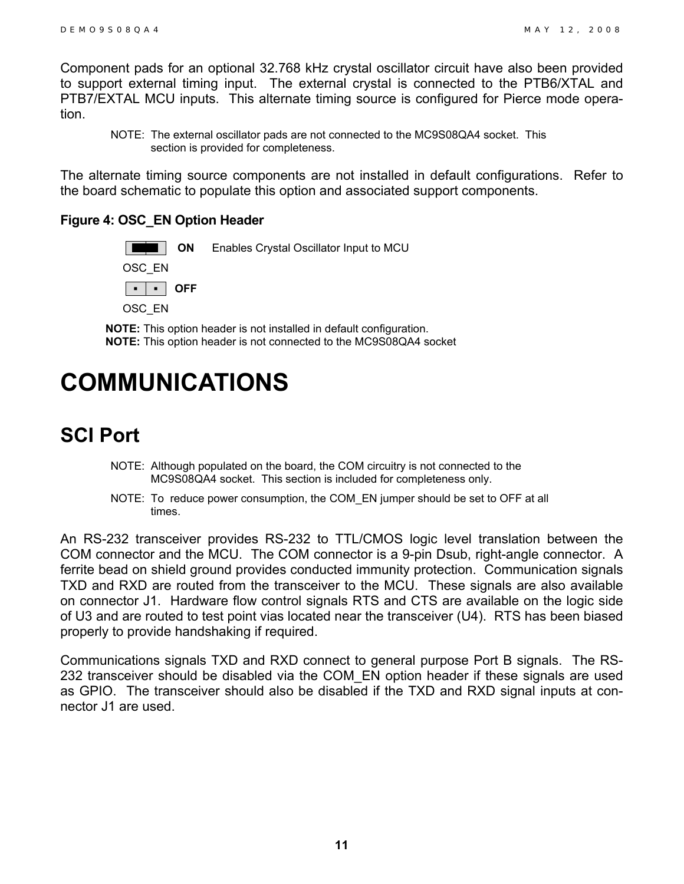Component pads for an optional 32.768 kHz crystal oscillator circuit have also been provided to support external timing input. The external crystal is connected to the PTB6/XTAL and PTB7/EXTAL MCU inputs. This alternate timing source is configured for Pierce mode operation.

> NOTE: The external oscillator pads are not connected to the MC9S08QA4 socket. This section is provided for completeness.

The alternate timing source components are not installed in default configurations. Refer to the board schematic to populate this option and associated support components.

**Figure 4: OSC_EN Option Header**

| Header | Setting | Description |
|---|---|---|
| OSC_EN | **ON** | Enables Crystal Oscillator Input to MCU |
| OSC_EN | **OFF** | |

**NOTE:** This option header is not installed in default configuration.
**NOTE:** This option header is not connected to the MC9S08QA4 socket

# COMMUNICATIONS

## SCI Port

> NOTE: Although populated on the board, the COM circuitry is not connected to the MC9S08QA4 socket. This section is included for completeness only.

> NOTE: To reduce power consumption, the COM_EN jumper should be set to OFF at all times.

An RS-232 transceiver provides RS-232 to TTL/CMOS logic level translation between the COM connector and the MCU. The COM connector is a 9-pin Dsub, right-angle connector. A ferrite bead on shield ground provides conducted immunity protection. Communication signals TXD and RXD are routed from the transceiver to the MCU. These signals are also available on connector J1. Hardware flow control signals RTS and CTS are available on the logic side of U3 and are routed to test point vias located near the transceiver (U4). RTS has been biased properly to provide handshaking if required.

Communications signals TXD and RXD connect to general purpose Port B signals. The RS-232 transceiver should be disabled via the COM_EN option header if these signals are used as GPIO. The transceiver should also be disabled if the TXD and RXD signal inputs at connector J1 are used.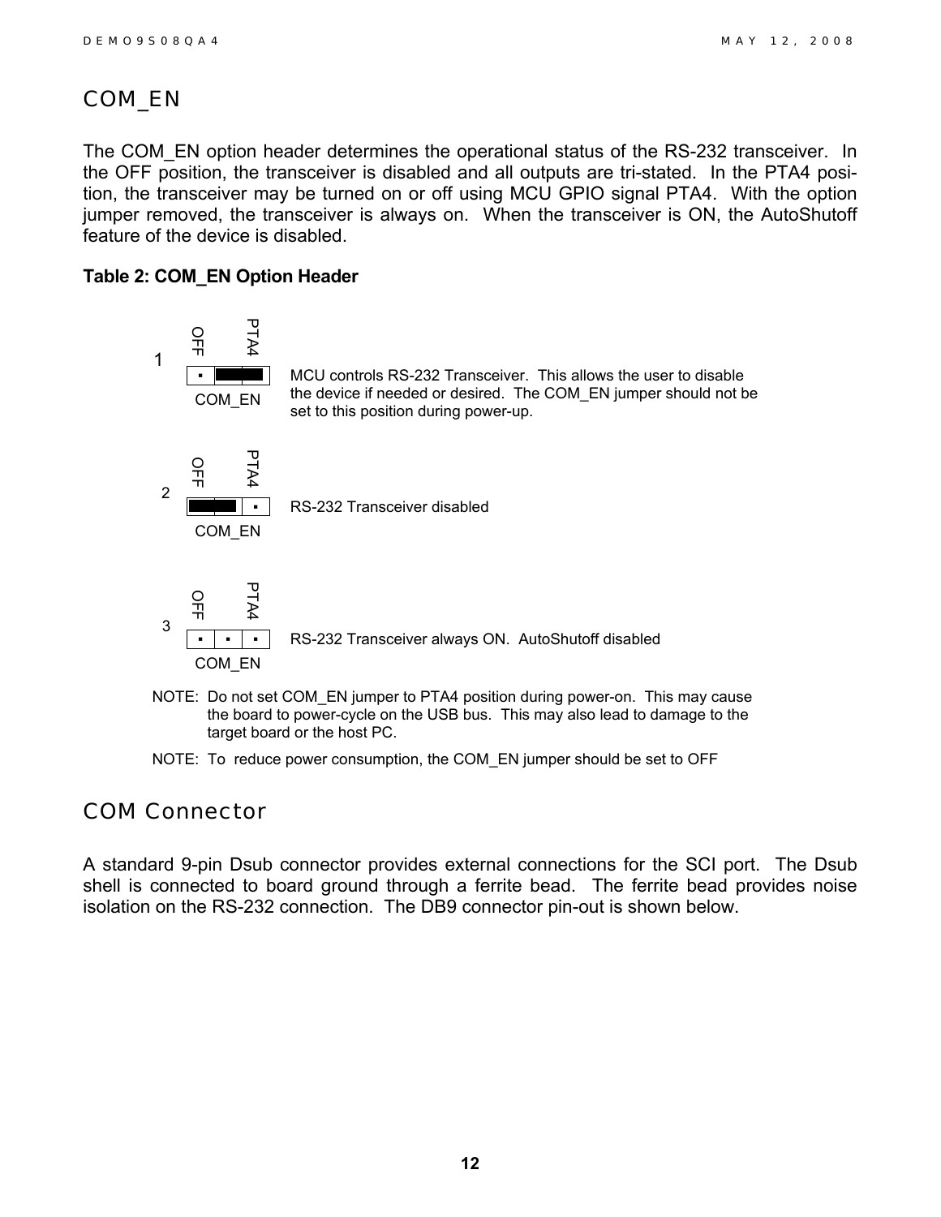## COM_EN

The COM_EN option header determines the operational status of the RS-232 transceiver. In the OFF position, the transceiver is disabled and all outputs are tri-stated. In the PTA4 position, the transceiver may be turned on or off using MCU GPIO signal PTA4. With the option jumper removed, the transceiver is always on. When the transceiver is ON, the AutoShutoff feature of the device is disabled.

**Table 2: COM_EN Option Header**

| | COM_EN (OFF / PTA4) | |
|---|---|---|
| 1 | Jumper on PTA4 | MCU controls RS-232 Transceiver. This allows the user to disable the device if needed or desired. The COM_EN jumper should not be set to this position during power-up. |
| 2 | Jumper on OFF | RS-232 Transceiver disabled |
| 3 | No jumper | RS-232 Transceiver always ON. AutoShutoff disabled |

NOTE: Do not set COM_EN jumper to PTA4 position during power-on. This may cause the board to power-cycle on the USB bus. This may also lead to damage to the target board or the host PC.

NOTE: To reduce power consumption, the COM_EN jumper should be set to OFF

## COM Connector

A standard 9-pin Dsub connector provides external connections for the SCI port. The Dsub shell is connected to board ground through a ferrite bead. The ferrite bead provides noise isolation on the RS-232 connection. The DB9 connector pin-out is shown below.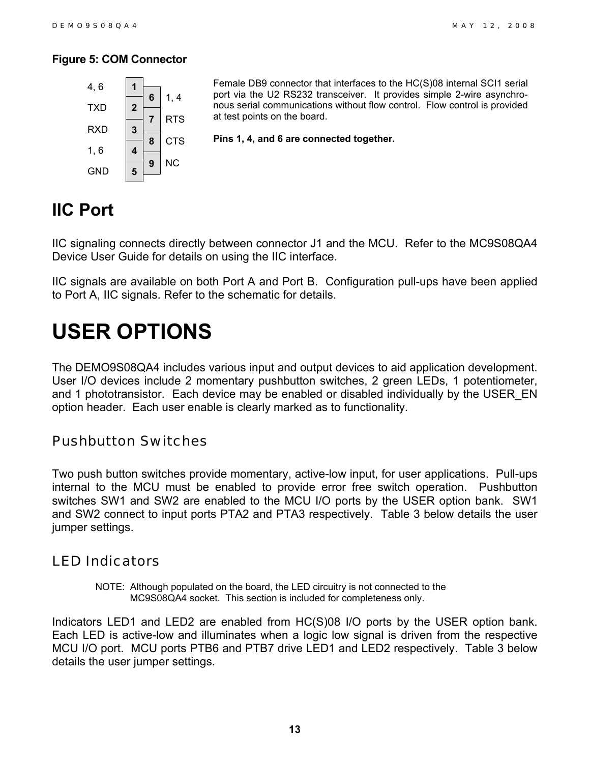**Figure 5: COM Connector**

| Signal | Pin | Pin | Signal |
|---|---|---|---|
| 4, 6 | 1 | | |
| | | 6 | 1, 4 |
| TXD | 2 | | |
| | | 7 | RTS |
| RXD | 3 | | |
| | | 8 | CTS |
| 1, 6 | 4 | | |
| | | 9 | NC |
| GND | 5 | | |

Female DB9 connector that interfaces to the HC(S)08 internal SCI1 serial port via the U2 RS232 transceiver. It provides simple 2-wire asynchronous serial communications without flow control. Flow control is provided at test points on the board.

**Pins 1, 4, and 6 are connected together.**

## IIC Port

IIC signaling connects directly between connector J1 and the MCU. Refer to the MC9S08QA4 Device User Guide for details on using the IIC interface.

IIC signals are available on both Port A and Port B. Configuration pull-ups have been applied to Port A, IIC signals. Refer to the schematic for details.

# USER OPTIONS

The DEMO9S08QA4 includes various input and output devices to aid application development. User I/O devices include 2 momentary pushbutton switches, 2 green LEDs, 1 potentiometer, and 1 phototransistor. Each device may be enabled or disabled individually by the USER_EN option header. Each user enable is clearly marked as to functionality.

### Pushbutton Switches

Two push button switches provide momentary, active-low input, for user applications. Pull-ups internal to the MCU must be enabled to provide error free switch operation. Pushbutton switches SW1 and SW2 are enabled to the MCU I/O ports by the USER option bank. SW1 and SW2 connect to input ports PTA2 and PTA3 respectively. Table 3 below details the user jumper settings.

### LED Indicators

NOTE: Although populated on the board, the LED circuitry is not connected to the MC9S08QA4 socket. This section is included for completeness only.

Indicators LED1 and LED2 are enabled from HC(S)08 I/O ports by the USER option bank. Each LED is active-low and illuminates when a logic low signal is driven from the respective MCU I/O port. MCU ports PTB6 and PTB7 drive LED1 and LED2 respectively. Table 3 below details the user jumper settings.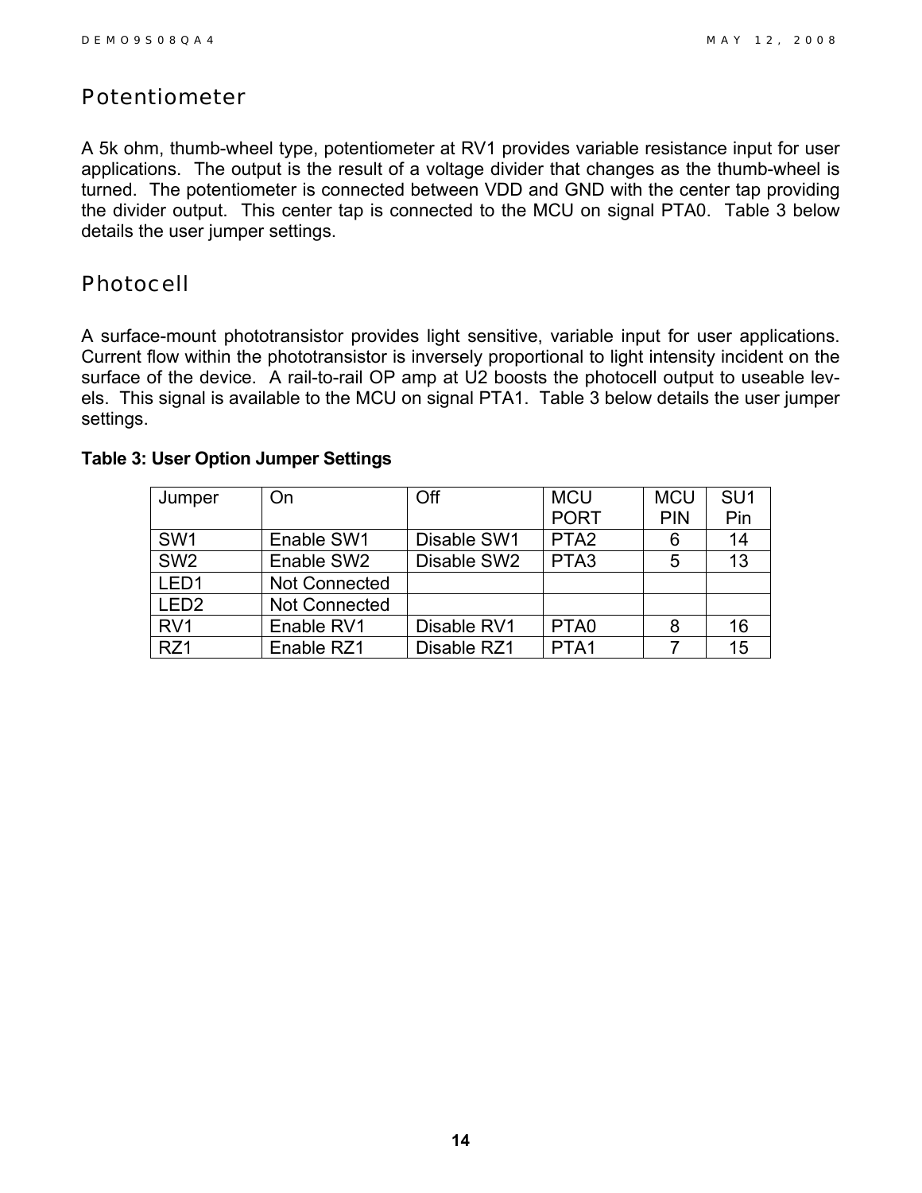## Potentiometer

A 5k ohm, thumb-wheel type, potentiometer at RV1 provides variable resistance input for user applications. The output is the result of a voltage divider that changes as the thumb-wheel is turned. The potentiometer is connected between VDD and GND with the center tap providing the divider output. This center tap is connected to the MCU on signal PTA0. Table 3 below details the user jumper settings.

## Photocell

A surface-mount phototransistor provides light sensitive, variable input for user applications. Current flow within the phototransistor is inversely proportional to light intensity incident on the surface of the device. A rail-to-rail OP amp at U2 boosts the photocell output to useable levels. This signal is available to the MCU on signal PTA1. Table 3 below details the user jumper settings.

**Table 3: User Option Jumper Settings**

| Jumper | On | Off | MCU PORT | MCU PIN | SU1 Pin |
|---|---|---|---|---|---|
| SW1 | Enable SW1 | Disable SW1 | PTA2 | 6 | 14 |
| SW2 | Enable SW2 | Disable SW2 | PTA3 | 5 | 13 |
| LED1 | Not Connected | | | | |
| LED2 | Not Connected | | | | |
| RV1 | Enable RV1 | Disable RV1 | PTA0 | 8 | 16 |
| RZ1 | Enable RZ1 | Disable RZ1 | PTA1 | 7 | 15 |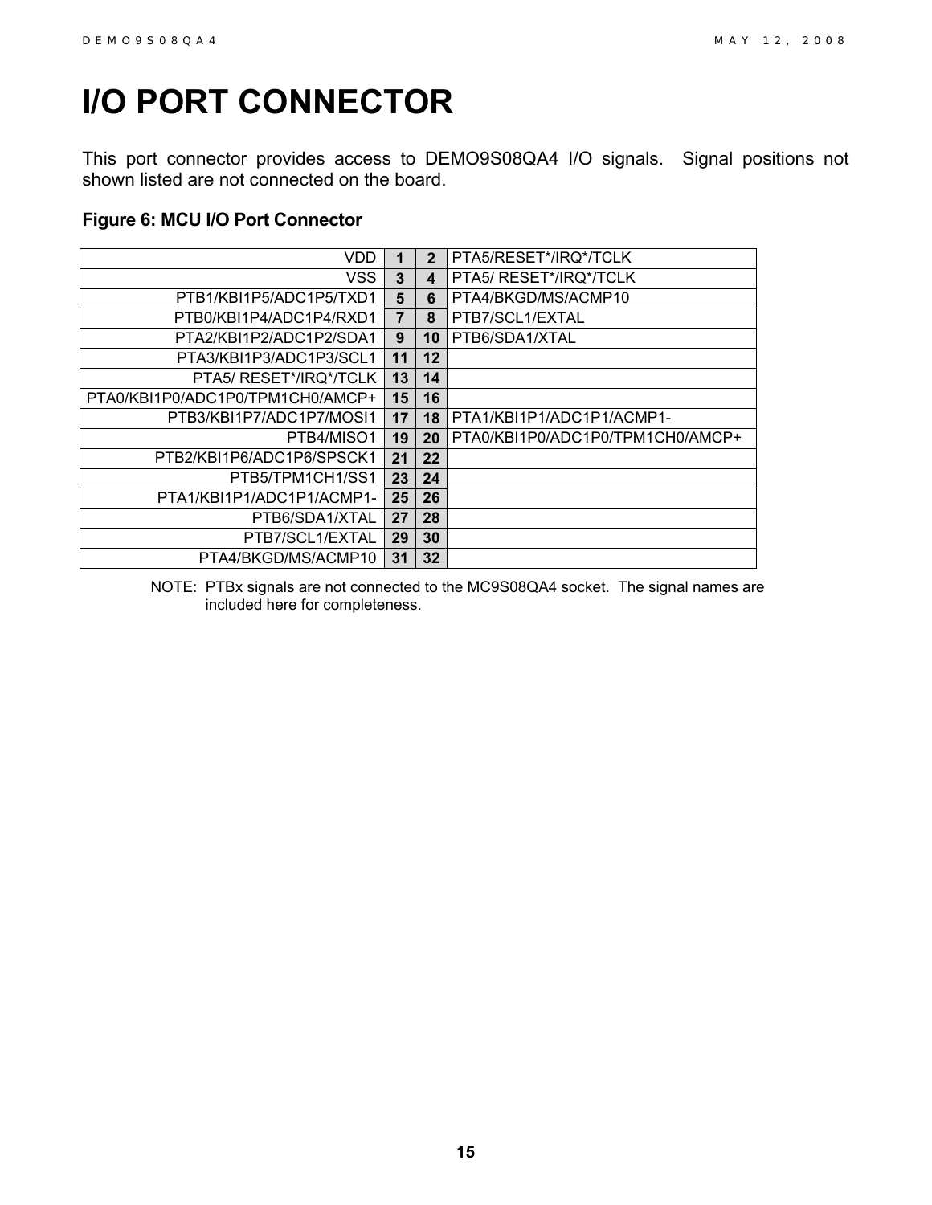# I/O PORT CONNECTOR

This port connector provides access to DEMO9S08QA4 I/O signals. Signal positions not shown listed are not connected on the board.

**Figure 6: MCU I/O Port Connector**

| | | | |
|---|---|---|---|
| VDD | **1** | **2** | PTA5/RESET*/IRQ*/TCLK |
| VSS | **3** | **4** | PTA5/ RESET*/IRQ*/TCLK |
| PTB1/KBI1P5/ADC1P5/TXD1 | **5** | **6** | PTA4/BKGD/MS/ACMP10 |
| PTB0/KBI1P4/ADC1P4/RXD1 | **7** | **8** | PTB7/SCL1/EXTAL |
| PTA2/KBI1P2/ADC1P2/SDA1 | **9** | **10** | PTB6/SDA1/XTAL |
| PTA3/KBI1P3/ADC1P3/SCL1 | **11** | **12** | |
| PTA5/ RESET*/IRQ*/TCLK | **13** | **14** | |
| PTA0/KBI1P0/ADC1P0/TPM1CH0/AMCP+ | **15** | **16** | |
| PTB3/KBI1P7/ADC1P7/MOSI1 | **17** | **18** | PTA1/KBI1P1/ADC1P1/ACMP1- |
| PTB4/MISO1 | **19** | **20** | PTA0/KBI1P0/ADC1P0/TPM1CH0/AMCP+ |
| PTB2/KBI1P6/ADC1P6/SPSCK1 | **21** | **22** | |
| PTB5/TPM1CH1/SS1 | **23** | **24** | |
| PTA1/KBI1P1/ADC1P1/ACMP1- | **25** | **26** | |
| PTB6/SDA1/XTAL | **27** | **28** | |
| PTB7/SCL1/EXTAL | **29** | **30** | |
| PTA4/BKGD/MS/ACMP10 | **31** | **32** | |

NOTE: PTBx signals are not connected to the MC9S08QA4 socket. The signal names are included here for completeness.